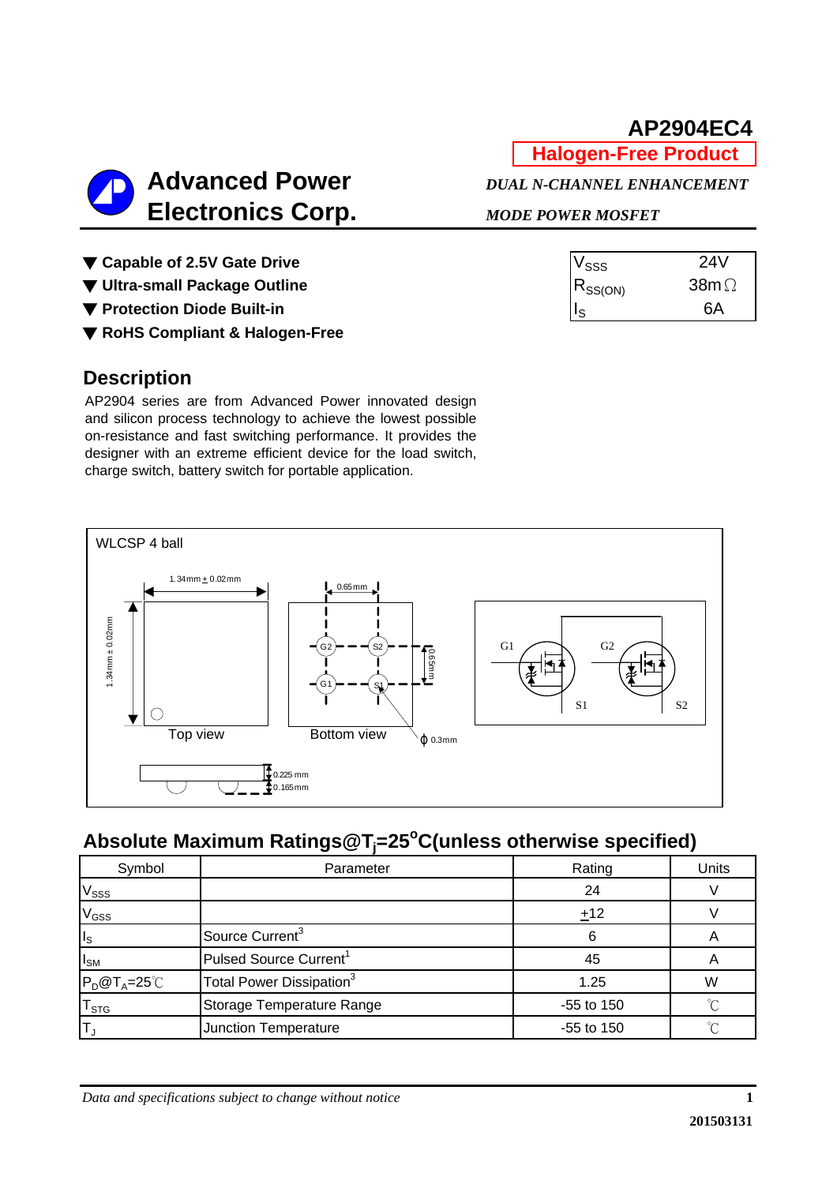# AP2904EC4

**Halogen-Free Product**

## Advanced Power Electronics Corp.

***DUAL N-CHANNEL ENHANCEMENT MODE POWER MOSFET***

- ▼ **Capable of 2.5V Gate Drive**
- ▼ **Ultra-small Package Outline**
- ▼ **Protection Diode Built-in**
- ▼ **RoHS Compliant & Halogen-Free**

| | |
|---|---|
| $V_{SSS}$ | 24V |
| $R_{SS(ON)}$ | 38mΩ |
| $I_S$ | 6A |

## Description

AP2904 series are from Advanced Power innovated design and silicon process technology to achieve the lowest possible on-resistance and fast switching performance. It provides the designer with an extreme efficient device for the load switch, charge switch, battery switch for portable application.

WLCSP 4 ball

1.34mm ± 0.02mm

1.34mm ± 0.02mm

0.65mm

0.65mm

G2 S2 G1 S1

ϕ 0.3mm

Top view

Bottom view

0.225 mm

0.165mm

G1 G2 S1 S2

## Absolute Maximum Ratings@$T_j$=25°C(unless otherwise specified)

| Symbol | Parameter | Rating | Units |
|---|---|---|---|
| $V_{SSS}$ | | 24 | V |
| $V_{GSS}$ | | $\pm$12 | V |
| $I_S$ | Source Current[3] | 6 | A |
| $I_{SM}$ | Pulsed Source Current[1] | 45 | A |
| $P_D$@$T_A$=25℃ | Total Power Dissipation[3] | 1.25 | W |
| $T_{STG}$ | Storage Temperature Range | -55 to 150 | ℃ |
| $T_J$ | Junction Temperature | -55 to 150 | ℃ |

*Data and specifications subject to change without notice*

201503131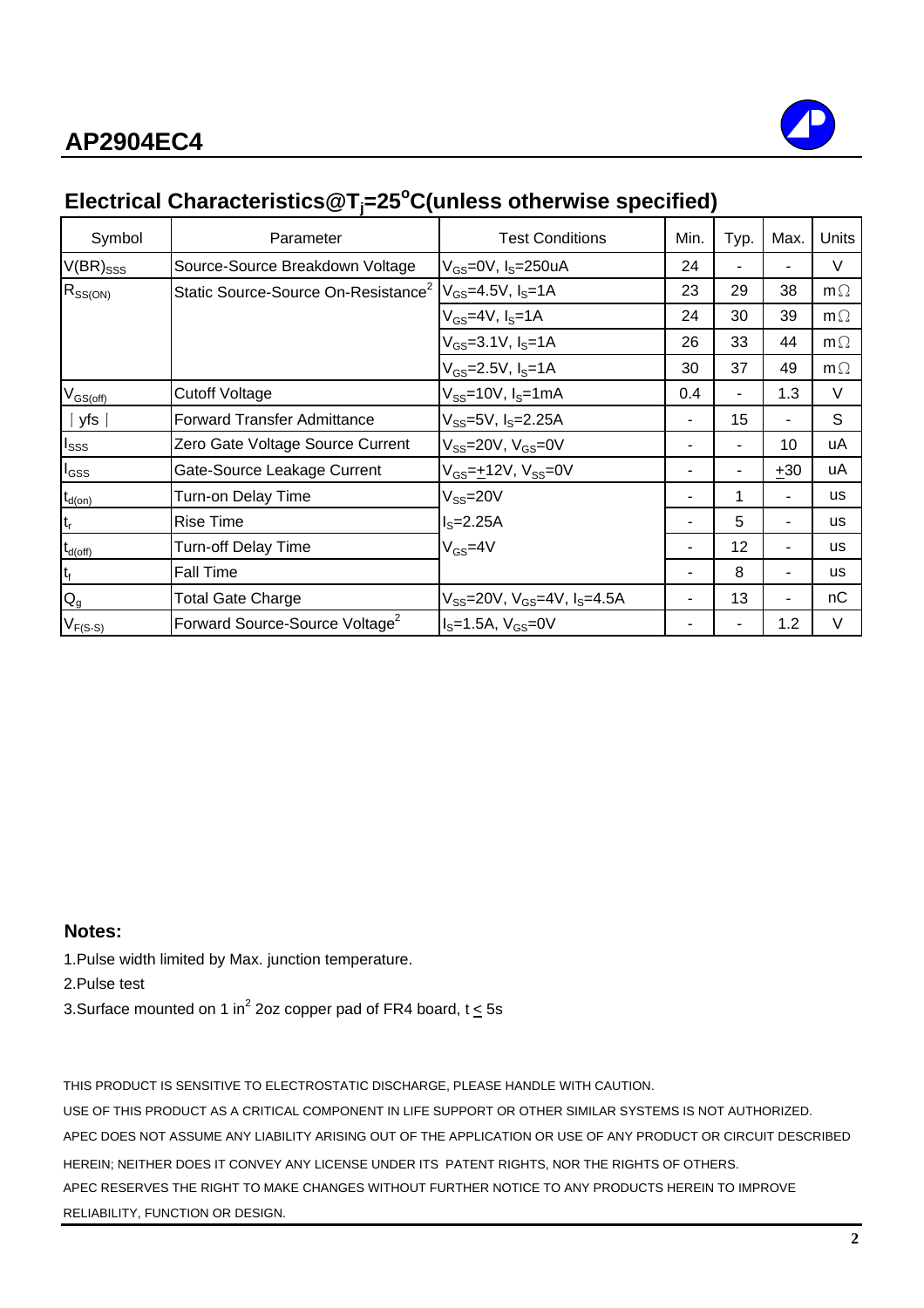# AP2904EC4

## Electrical Characteristics@$T_j$=25$^o$C(unless otherwise specified)

| Symbol | Parameter | Test Conditions | Min. | Typ. | Max. | Units |
|---|---|---|---|---|---|---|
| $V(BR)_{SSS}$ | Source-Source Breakdown Voltage | $V_{GS}$=0V, $I_S$=250uA | 24 | - | - | V |
| $R_{SS(ON)}$ | Static Source-Source On-Resistance[2] | $V_{GS}$=4.5V, $I_S$=1A | 23 | 29 | 38 | mΩ |
| | | $V_{GS}$=4V, $I_S$=1A | 24 | 30 | 39 | mΩ |
| | | $V_{GS}$=3.1V, $I_S$=1A | 26 | 33 | 44 | mΩ |
| | | $V_{GS}$=2.5V, $I_S$=1A | 30 | 37 | 49 | mΩ |
| $V_{GS(off)}$ | Cutoff Voltage | $V_{SS}$=10V, $I_S$=1mA | 0.4 | - | 1.3 | V |
| $\|yfs\|$ | Forward Transfer Admittance | $V_{SS}$=5V, $I_S$=2.25A | - | 15 | - | S |
| $I_{SSS}$ | Zero Gate Voltage Source Current | $V_{SS}$=20V, $V_{GS}$=0V | - | - | 10 | uA |
| $I_{GSS}$ | Gate-Source Leakage Current | $V_{GS}$=$\pm$12V, $V_{SS}$=0V | - | - | $\pm$30 | uA |
| $t_{d(on)}$ | Turn-on Delay Time | $V_{SS}$=20V | - | 1 | - | us |
| $t_r$ | Rise Time | $I_S$=2.25A | - | 5 | - | us |
| $t_{d(off)}$ | Turn-off Delay Time | $V_{GS}$=4V | - | 12 | - | us |
| $t_f$ | Fall Time | | - | 8 | - | us |
| $Q_g$ | Total Gate Charge | $V_{SS}$=20V, $V_{GS}$=4V, $I_S$=4.5A | - | 13 | - | nC |
| $V_{F(S-S)}$ | Forward Source-Source Voltage[2] | $I_S$=1.5A, $V_{GS}$=0V | - | - | 1.2 | V |

**Notes:**

1.Pulse width limited by Max. junction temperature.

2.Pulse test

3.Surface mounted on 1 in$^2$ 2oz copper pad of FR4 board, t $\leq$ 5s

THIS PRODUCT IS SENSITIVE TO ELECTROSTATIC DISCHARGE, PLEASE HANDLE WITH CAUTION.

USE OF THIS PRODUCT AS A CRITICAL COMPONENT IN LIFE SUPPORT OR OTHER SIMILAR SYSTEMS IS NOT AUTHORIZED.

APEC DOES NOT ASSUME ANY LIABILITY ARISING OUT OF THE APPLICATION OR USE OF ANY PRODUCT OR CIRCUIT DESCRIBED HEREIN; NEITHER DOES IT CONVEY ANY LICENSE UNDER ITS PATENT RIGHTS, NOR THE RIGHTS OF OTHERS.

APEC RESERVES THE RIGHT TO MAKE CHANGES WITHOUT FURTHER NOTICE TO ANY PRODUCTS HEREIN TO IMPROVE RELIABILITY, FUNCTION OR DESIGN.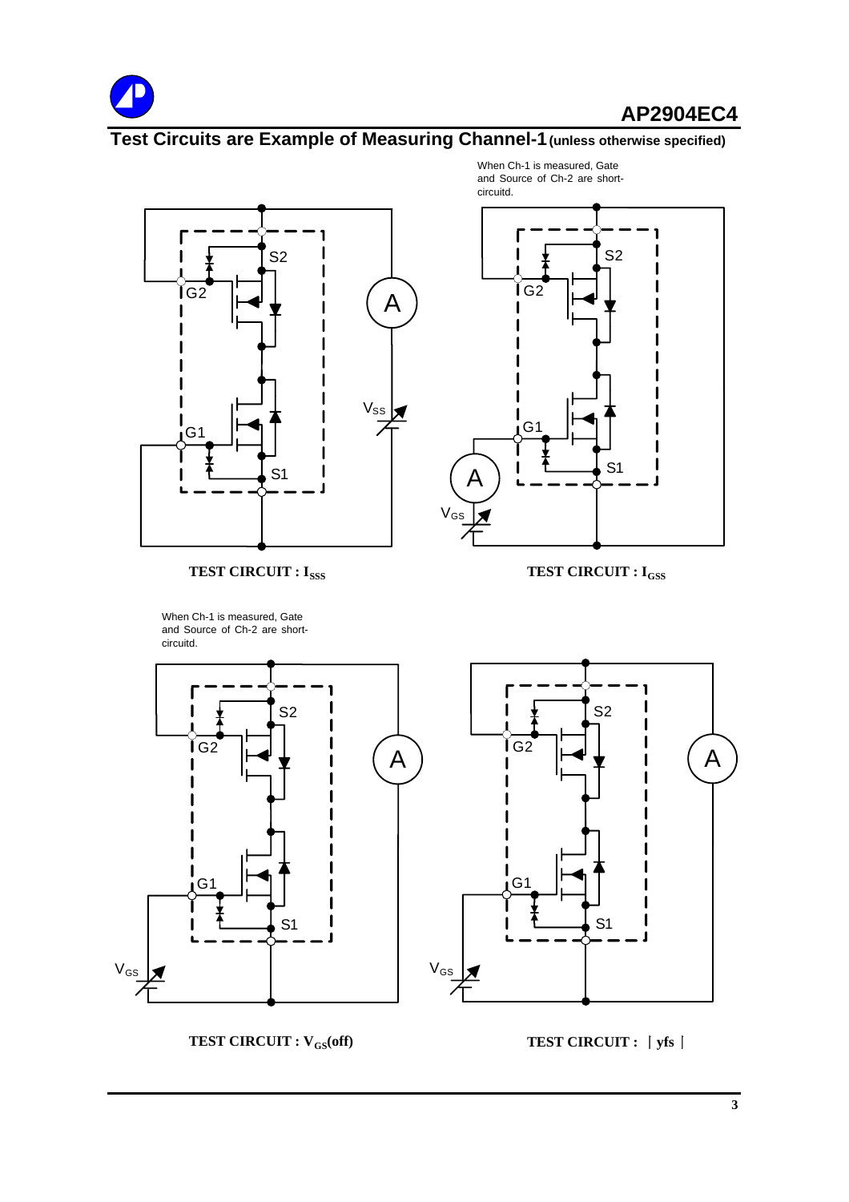## Test Circuits are Example of Measuring Channel-1 (unless otherwise specified)

When Ch-1 is measured, Gate and Source of Ch-2 are short-circuitd.

**TEST CIRCUIT : $I_{SSS}$**

**TEST CIRCUIT : $I_{GSS}$**

When Ch-1 is measured, Gate and Source of Ch-2 are short-circuitd.

**TEST CIRCUIT : $V_{GS}$(off)**

**TEST CIRCUIT : |yfs|**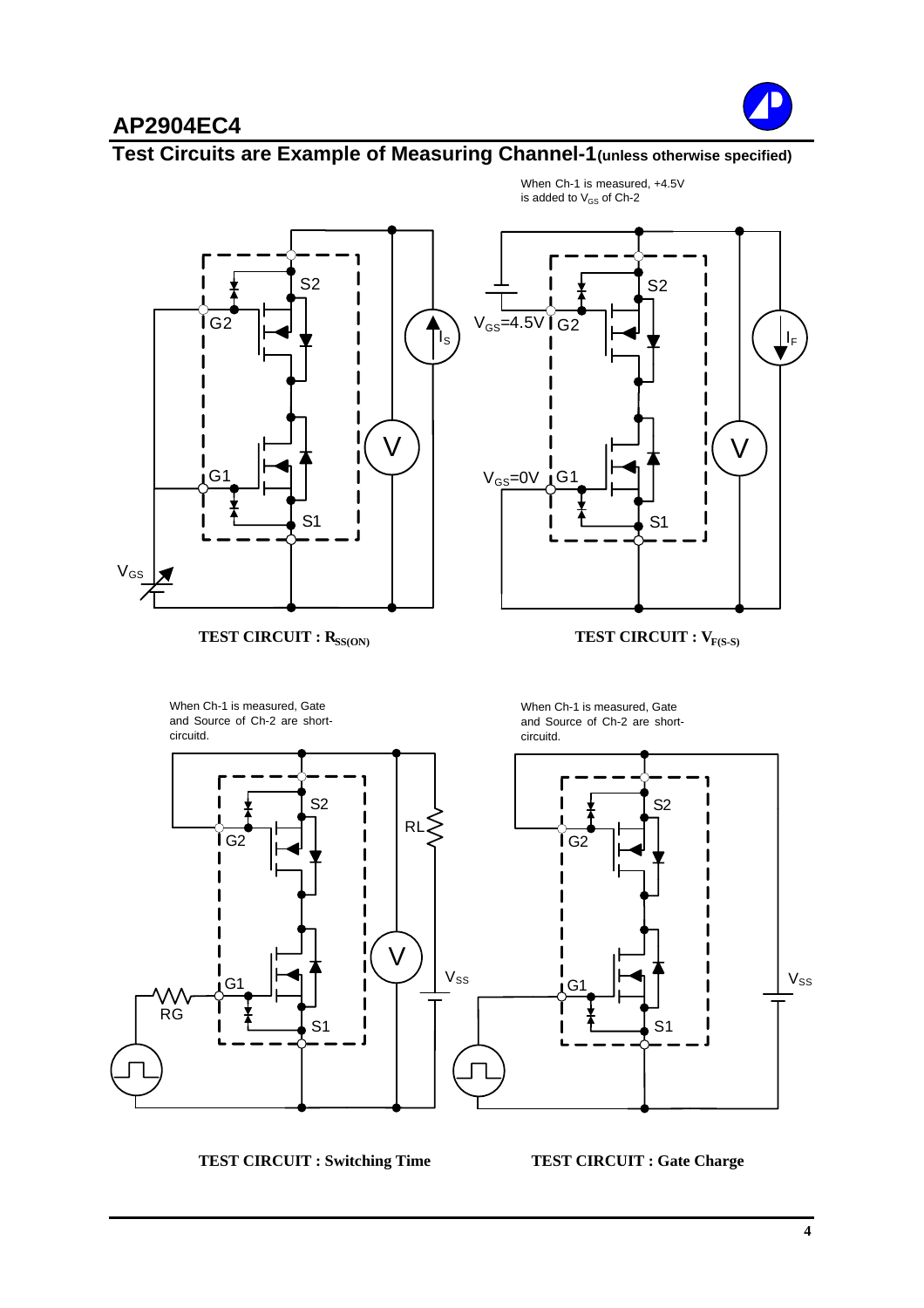## Test Circuits are Example of Measuring Channel-1 (unless otherwise specified)

When Ch-1 is measured, +4.5V is added to $V_{GS}$ of Ch-2

S2, G2, G1, S1, $I_S$, V, $V_{GS}$

**TEST CIRCUIT : $R_{SS(ON)}$**

$V_{GS}$=4.5V, G2, S2, $V_{GS}$=0V, G1, S1, $I_F$, V

**TEST CIRCUIT : $V_{F(S\text{-}S)}$**

When Ch-1 is measured, Gate and Source of Ch-2 are short-circuitd.

S2, G2, G1, S1, RG, RL, V, $V_{SS}$

**TEST CIRCUIT : Switching Time**

When Ch-1 is measured, Gate and Source of Ch-2 are short-circuitd.

S2, G2, G1, S1, $V_{SS}$

**TEST CIRCUIT : Gate Charge**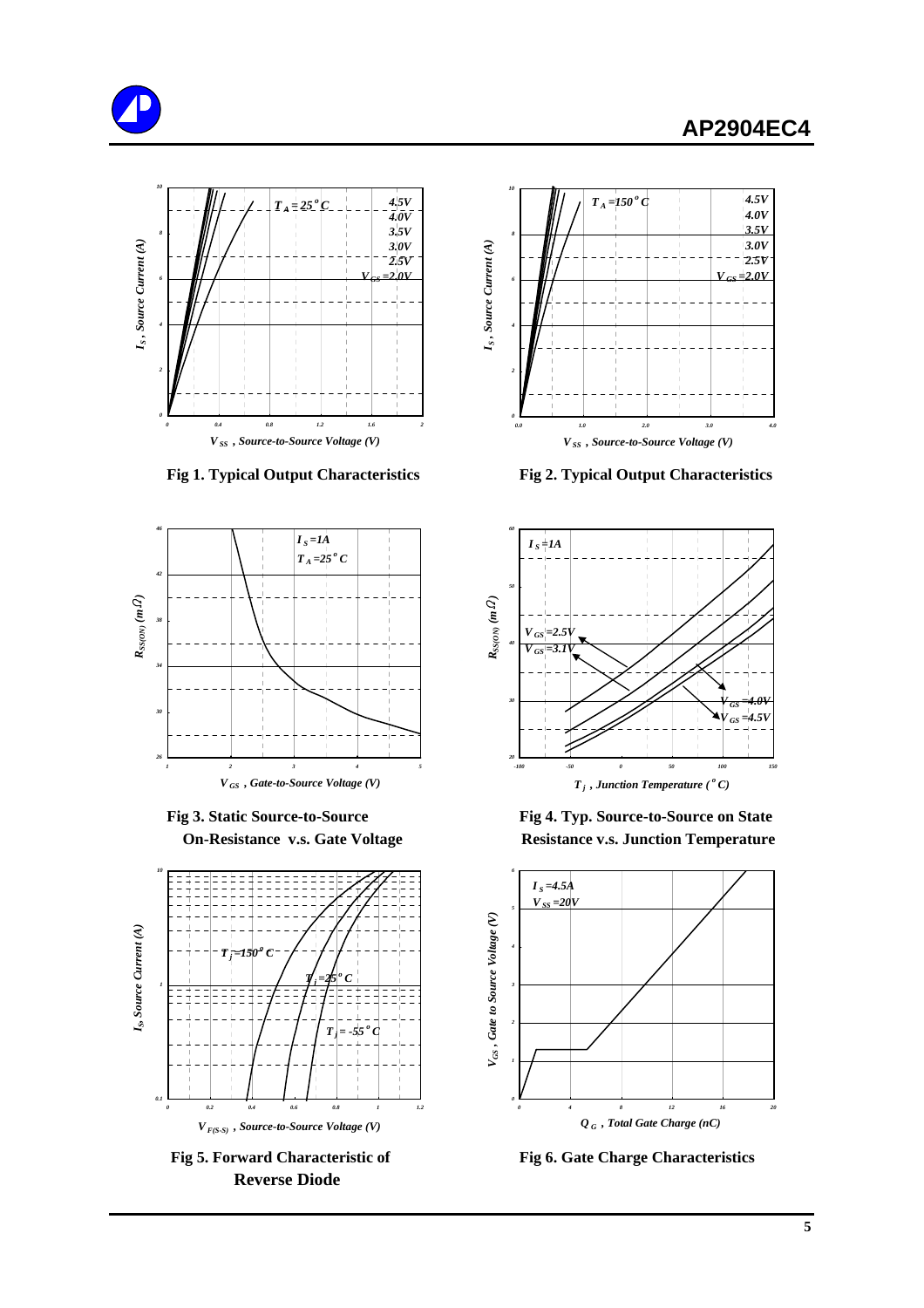Fig 1. Typical Output Characteristics

Fig 2. Typical Output Characteristics

Fig 3. Static Source-to-Source On-Resistance v.s. Gate Voltage

Fig 4. Typ. Source-to-Source on State Resistance v.s. Junction Temperature

Fig 5. Forward Characteristic of Reverse Diode

Fig 6. Gate Charge Characteristics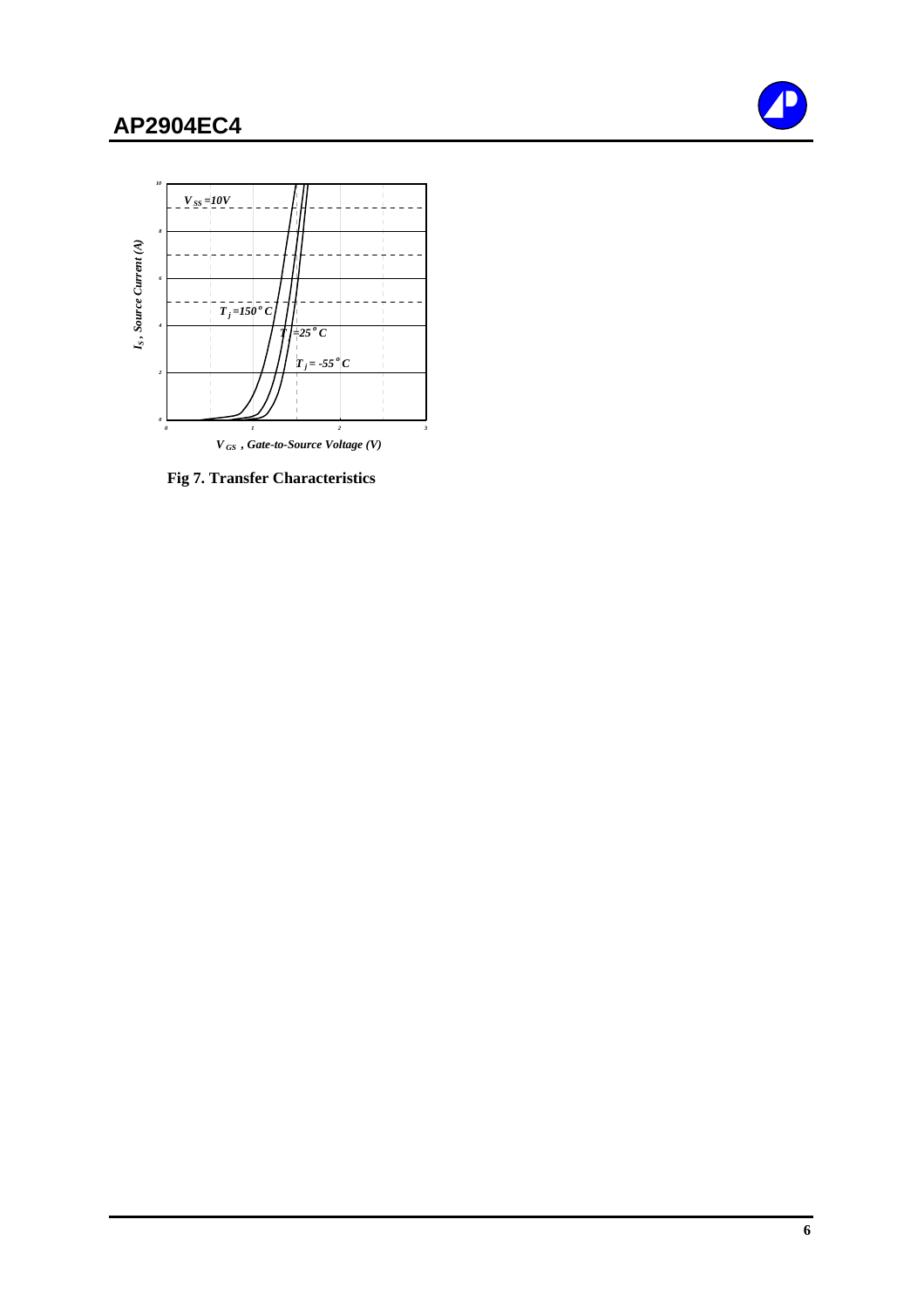Fig 7. Transfer Characteristics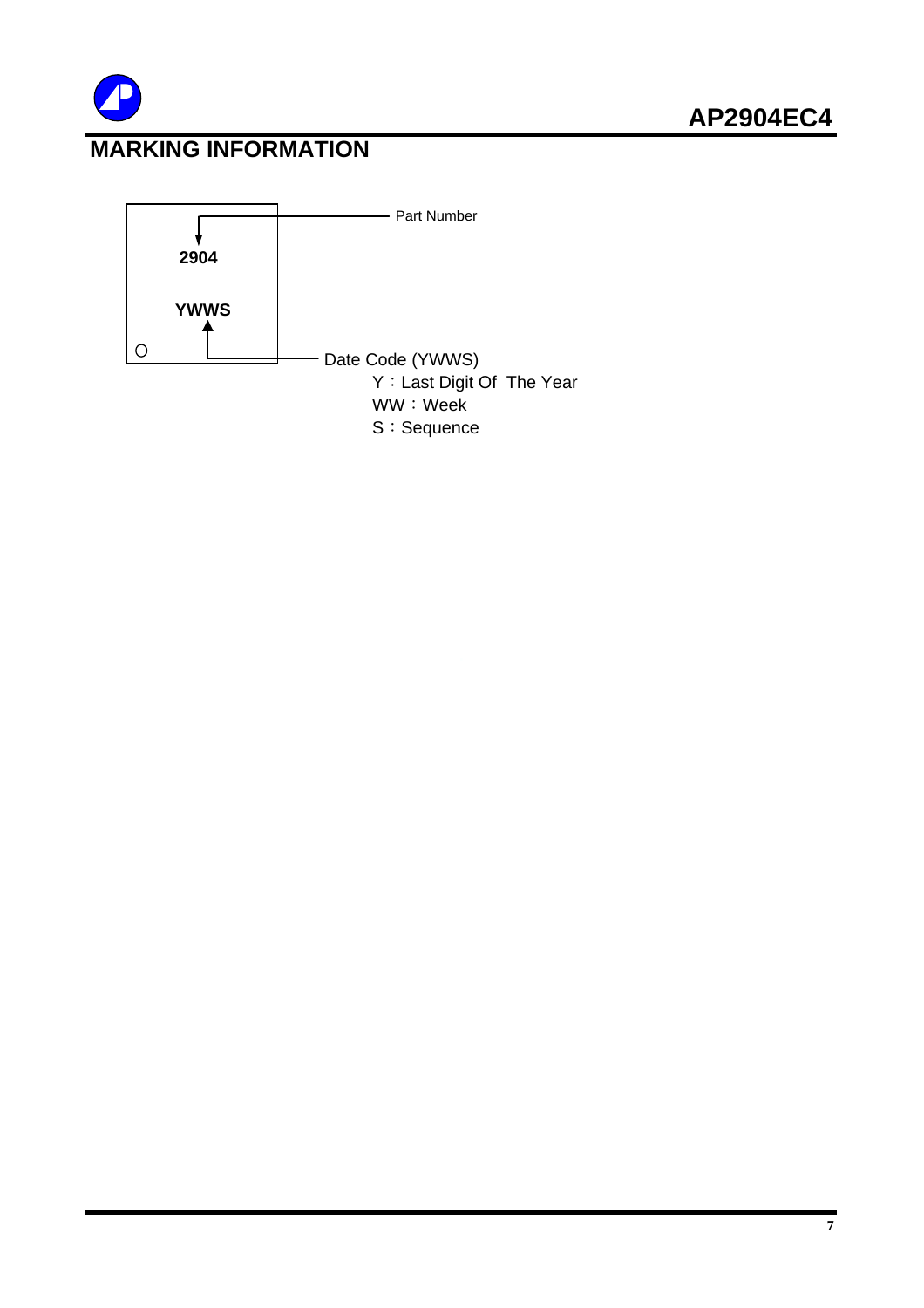## MARKING INFORMATION

2904

YWWS

Part Number

Date Code (YWWS)

Y：Last Digit Of The Year

WW：Week

S：Sequence